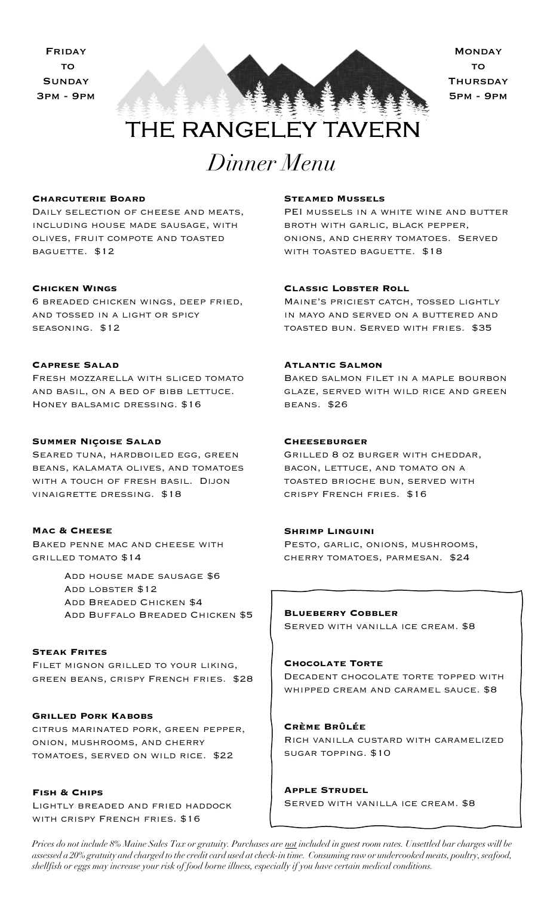Friday to Sunday 3pm - 9pm

Monday to Thursday 5pm - 9pm

# THE RANGELEY TAVERN

## *Dinner Menu*

**Charcuterie Board**
Daily selection of cheese and meats, including house made sausage, with olives, fruit compote and toasted baguette. $12

**Chicken Wings**
6 breaded chicken wings, deep fried, and tossed in a light or spicy seasoning. $12

**Caprese Salad**
Fresh mozzarella with sliced tomato and basil, on a bed of bibb lettuce. Honey balsamic dressing. $16

**Summer Niçoise Salad**
Seared tuna, hardboiled egg, green beans, kalamata olives, and tomatoes with a touch of fresh basil. Dijon vinaigrette dressing. $18

**Mac & Cheese**
Baked penne mac and cheese with grilled tomato $14

- Add house made sausage $6
- Add lobster $12
- Add Breaded Chicken $4
- Add Buffalo Breaded Chicken $5

**Steak Frites**
Filet mignon grilled to your liking, green beans, crispy French fries. $28

**Grilled Pork Kabobs**
citrus marinated pork, green pepper, onion, mushrooms, and cherry tomatoes, served on wild rice. $22

**Fish & Chips**
Lightly breaded and fried haddock with crispy French fries. $16

**Steamed Mussels**
PEI mussels in a white wine and butter broth with garlic, black pepper, onions, and cherry tomatoes. Served with toasted baguette. $18

**Classic Lobster Roll**
Maine's priciest catch, tossed lightly in mayo and served on a buttered and toasted bun. Served with fries. $35

**Atlantic Salmon**
Baked salmon filet in a maple bourbon glaze, served with wild rice and green beans. $26

**Cheeseburger**
Grilled 8 oz burger with cheddar, bacon, lettuce, and tomato on a toasted brioche bun, served with crispy French fries. $16

**Shrimp Linguini**
Pesto, garlic, onions, mushrooms, cherry tomatoes, parmesan. $24

**Blueberry Cobbler**
Served with vanilla ice cream. $8

**Chocolate Torte**
Decadent chocolate torte topped with whipped cream and caramel sauce. $8

**Crème Brûlée**
Rich vanilla custard with caramelized sugar topping. $10

**Apple Strudel**
Served with vanilla ice cream. $8

*Prices do not include 8% Maine Sales Tax or gratuity. Purchases are not included in guest room rates. Unsettled bar charges will be assessed a 20% gratuity and charged to the credit card used at check-in time. Consuming raw or undercooked meats, poultry, seafood, shellfish or eggs may increase your risk of food borne illness, especially if you have certain medical conditions.*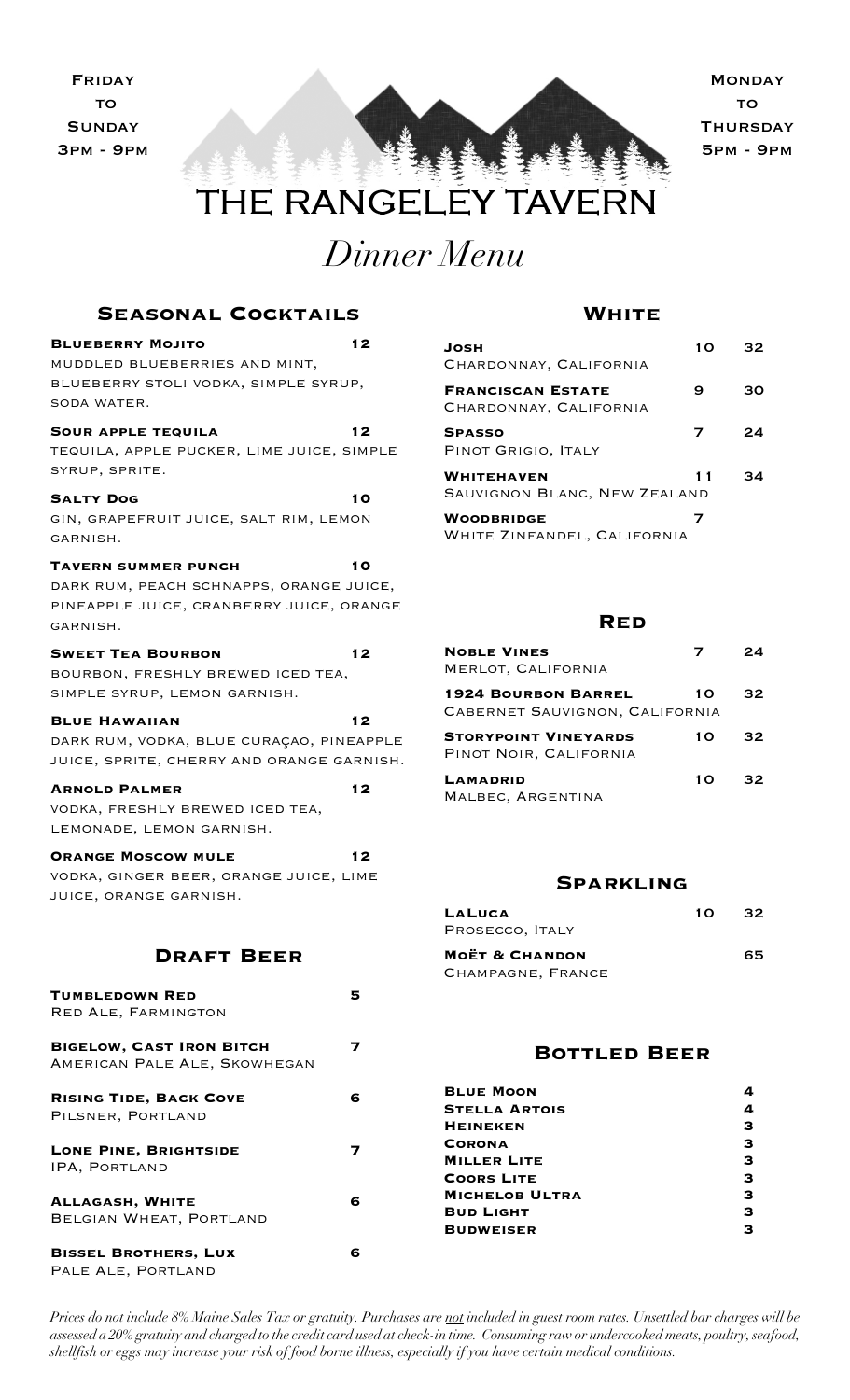Friday to Sunday 3pm - 9pm

Monday to Thursday 5pm - 9pm

# THE RANGELEY TAVERN

## *Dinner Menu*

### Seasonal Cocktails

**Blueberry Mojito** 12
muddled blueberries and mint, blueberry stoli vodka, simple syrup, soda water.

**Sour apple tequila** 12
tequila, apple pucker, lime juice, simple syrup, sprite.

**Salty Dog** 10
gin, grapefruit juice, salt rim, lemon garnish.

**Tavern summer punch** 10
dark rum, peach schnapps, orange juice, pineapple juice, cranberry juice, orange garnish.

**Sweet Tea Bourbon** 12
bourbon, freshly brewed iced tea, simple syrup, lemon garnish.

**Blue Hawaiian** 12
dark rum, vodka, blue curaçao, pineapple juice, sprite, cherry and orange garnish.

**Arnold Palmer** 12
vodka, freshly brewed iced tea, lemonade, lemon garnish.

**Orange Moscow Mule** 12
vodka, ginger beer, orange juice, lime juice, orange garnish.

### Draft Beer

| | |
|---|---|
| **Tumbledown Red**<br>Red Ale, Farmington | 5 |
| **Bigelow, Cast Iron Bitch**<br>American Pale Ale, Skowhegan | 7 |
| **Rising Tide, Back Cove**<br>Pilsner, Portland | 6 |
| **Lone Pine, Brightside**<br>IPA, Portland | 7 |
| **Allagash, White**<br>Belgian Wheat, Portland | 6 |
| **Bissel Brothers, Lux**<br>Pale Ale, Portland | 6 |

### White

| | | |
|---|---|---|
| **Josh**<br>Chardonnay, California | 10 | 32 |
| **Franciscan Estate**<br>Chardonnay, California | 9 | 30 |
| **Spasso**<br>Pinot Grigio, Italy | 7 | 24 |
| **Whitehaven**<br>Sauvignon Blanc, New Zealand | 11 | 34 |
| **Woodbridge**<br>White Zinfandel, California | 7 | |

### Red

| | | |
|---|---|---|
| **Noble Vines**<br>Merlot, California | 7 | 24 |
| **1924 Bourbon Barrel**<br>Cabernet Sauvignon, California | 10 | 32 |
| **Storypoint Vineyards**<br>Pinot Noir, California | 10 | 32 |
| **Lamadrid**<br>Malbec, Argentina | 10 | 32 |

### Sparkling

| | | |
|---|---|---|
| **LaLuca**<br>Prosecco, Italy | 10 | 32 |
| **Moët & Chandon**<br>Champagne, France | | 65 |

### Bottled Beer

| | |
|---|---|
| **Blue Moon** | 4 |
| **Stella Artois** | 4 |
| **Heineken** | 3 |
| **Corona** | 3 |
| **Miller Lite** | 3 |
| **Coors Lite** | 3 |
| **Michelob Ultra** | 3 |
| **Bud Light** | 3 |
| **Budweiser** | 3 |

*Prices do not include 8% Maine Sales Tax or gratuity. Purchases are not included in guest room rates. Unsettled bar charges will be assessed a 20% gratuity and charged to the credit card used at check-in time. Consuming raw or undercooked meats, poultry, seafood, shellfish or eggs may increase your risk of food borne illness, especially if you have certain medical conditions.*